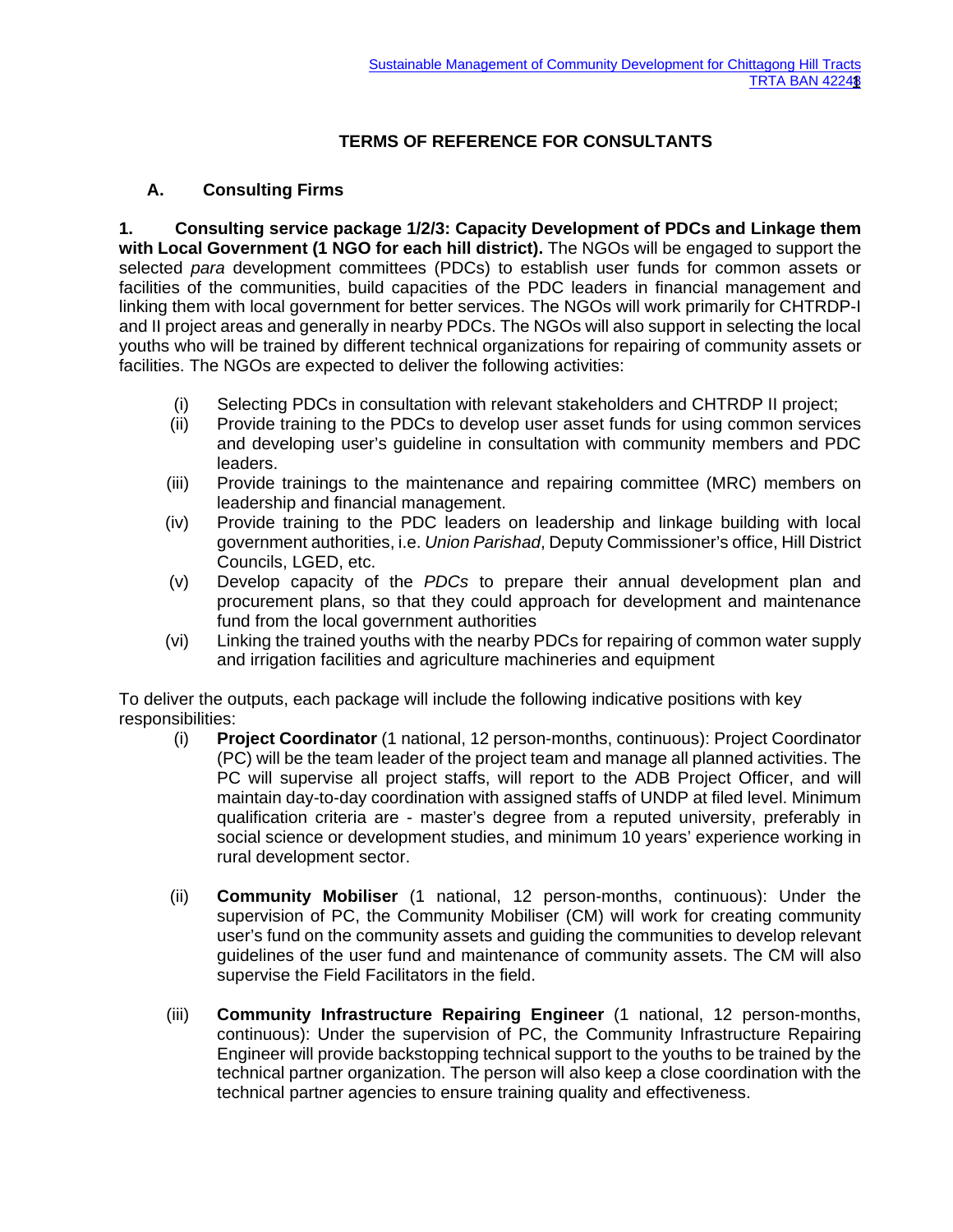## TERMS OF REFERENCE FOR CONSULTANTS

### A. Consulting Firms

**1. Consulting service package 1/2/3: Capacity Development of PDCs and Linkage them with Local Government (1 NGO for each hill district).** The NGOs will be engaged to support the selected *para* development committees (PDCs) to establish user funds for common assets or facilities of the communities, build capacities of the PDC leaders in financial management and linking them with local government for better services. The NGOs will work primarily for CHTRDP-I and II project areas and generally in nearby PDCs. The NGOs will also support in selecting the local youths who will be trained by different technical organizations for repairing of community assets or facilities. The NGOs are expected to deliver the following activities:

(i) Selecting PDCs in consultation with relevant stakeholders and CHTRDP II project;
(ii) Provide training to the PDCs to develop user asset funds for using common services and developing user's guideline in consultation with community members and PDC leaders.
(iii) Provide trainings to the maintenance and repairing committee (MRC) members on leadership and financial management.
(iv) Provide training to the PDC leaders on leadership and linkage building with local government authorities, i.e. *Union Parishad*, Deputy Commissioner's office, Hill District Councils, LGED, etc.
(v) Develop capacity of the *PDCs* to prepare their annual development plan and procurement plans, so that they could approach for development and maintenance fund from the local government authorities
(vi) Linking the trained youths with the nearby PDCs for repairing of common water supply and irrigation facilities and agriculture machineries and equipment

To deliver the outputs, each package will include the following indicative positions with key responsibilities:

(i) **Project Coordinator** (1 national, 12 person-months, continuous): Project Coordinator (PC) will be the team leader of the project team and manage all planned activities. The PC will supervise all project staffs, will report to the ADB Project Officer, and will maintain day-to-day coordination with assigned staffs of UNDP at filed level. Minimum qualification criteria are - master's degree from a reputed university, preferably in social science or development studies, and minimum 10 years' experience working in rural development sector.

(ii) **Community Mobiliser** (1 national, 12 person-months, continuous): Under the supervision of PC, the Community Mobiliser (CM) will work for creating community user's fund on the community assets and guiding the communities to develop relevant guidelines of the user fund and maintenance of community assets. The CM will also supervise the Field Facilitators in the field.

(iii) **Community Infrastructure Repairing Engineer** (1 national, 12 person-months, continuous): Under the supervision of PC, the Community Infrastructure Repairing Engineer will provide backstopping technical support to the youths to be trained by the technical partner organization. The person will also keep a close coordination with the technical partner agencies to ensure training quality and effectiveness.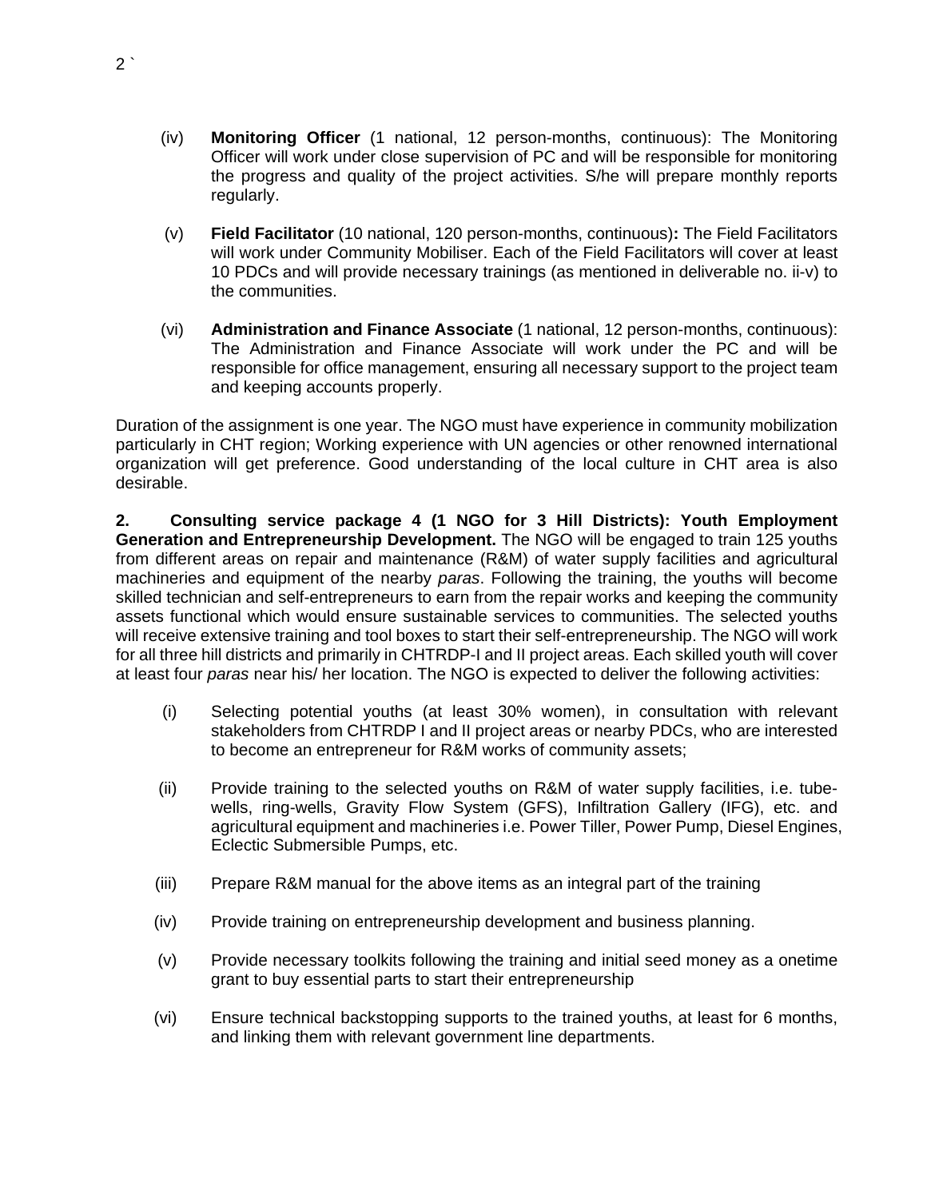(iv) **Monitoring Officer** (1 national, 12 person-months, continuous): The Monitoring Officer will work under close supervision of PC and will be responsible for monitoring the progress and quality of the project activities. S/he will prepare monthly reports regularly.

(v) **Field Facilitator** (10 national, 120 person-months, continuous)**:** The Field Facilitators will work under Community Mobiliser. Each of the Field Facilitators will cover at least 10 PDCs and will provide necessary trainings (as mentioned in deliverable no. ii-v) to the communities.

(vi) **Administration and Finance Associate** (1 national, 12 person-months, continuous): The Administration and Finance Associate will work under the PC and will be responsible for office management, ensuring all necessary support to the project team and keeping accounts properly.

Duration of the assignment is one year. The NGO must have experience in community mobilization particularly in CHT region; Working experience with UN agencies or other renowned international organization will get preference. Good understanding of the local culture in CHT area is also desirable.

**2. Consulting service package 4 (1 NGO for 3 Hill Districts): Youth Employment Generation and Entrepreneurship Development.** The NGO will be engaged to train 125 youths from different areas on repair and maintenance (R&M) of water supply facilities and agricultural machineries and equipment of the nearby *paras*. Following the training, the youths will become skilled technician and self-entrepreneurs to earn from the repair works and keeping the community assets functional which would ensure sustainable services to communities. The selected youths will receive extensive training and tool boxes to start their self-entrepreneurship. The NGO will work for all three hill districts and primarily in CHTRDP-I and II project areas. Each skilled youth will cover at least four *paras* near his/ her location. The NGO is expected to deliver the following activities:

(i) Selecting potential youths (at least 30% women), in consultation with relevant stakeholders from CHTRDP I and II project areas or nearby PDCs, who are interested to become an entrepreneur for R&M works of community assets;

(ii) Provide training to the selected youths on R&M of water supply facilities, i.e. tube-wells, ring-wells, Gravity Flow System (GFS), Infiltration Gallery (IFG), etc. and agricultural equipment and machineries i.e. Power Tiller, Power Pump, Diesel Engines, Eclectic Submersible Pumps, etc.

(iii) Prepare R&M manual for the above items as an integral part of the training

(iv) Provide training on entrepreneurship development and business planning.

(v) Provide necessary toolkits following the training and initial seed money as a onetime grant to buy essential parts to start their entrepreneurship

(vi) Ensure technical backstopping supports to the trained youths, at least for 6 months, and linking them with relevant government line departments.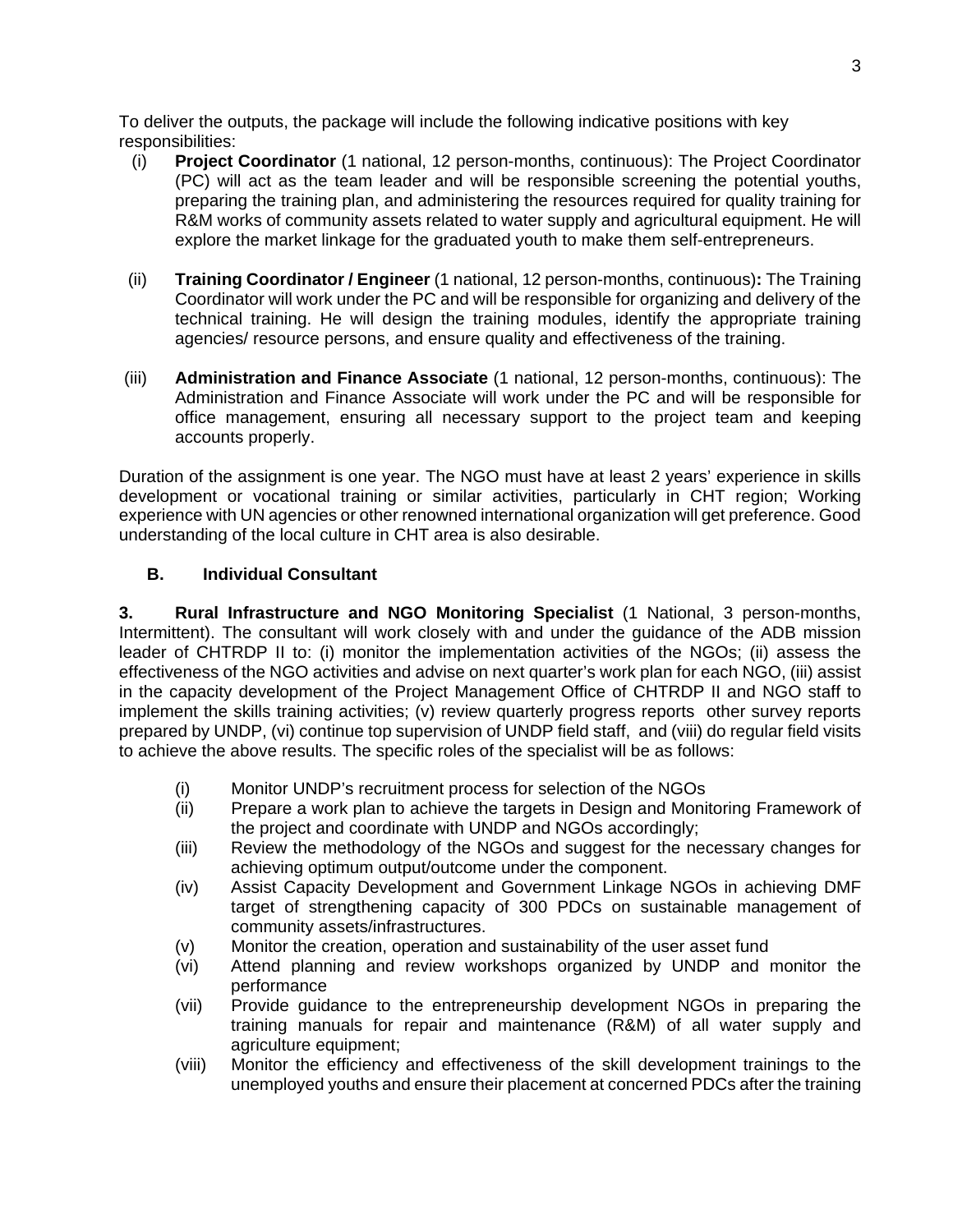To deliver the outputs, the package will include the following indicative positions with key responsibilities:

(i) **Project Coordinator** (1 national, 12 person-months, continuous): The Project Coordinator (PC) will act as the team leader and will be responsible screening the potential youths, preparing the training plan, and administering the resources required for quality training for R&M works of community assets related to water supply and agricultural equipment. He will explore the market linkage for the graduated youth to make them self-entrepreneurs.

(ii) **Training Coordinator / Engineer** (1 national, 12 person-months, continuous)**:** The Training Coordinator will work under the PC and will be responsible for organizing and delivery of the technical training. He will design the training modules, identify the appropriate training agencies/ resource persons, and ensure quality and effectiveness of the training.

(iii) **Administration and Finance Associate** (1 national, 12 person-months, continuous): The Administration and Finance Associate will work under the PC and will be responsible for office management, ensuring all necessary support to the project team and keeping accounts properly.

Duration of the assignment is one year. The NGO must have at least 2 years' experience in skills development or vocational training or similar activities, particularly in CHT region; Working experience with UN agencies or other renowned international organization will get preference. Good understanding of the local culture in CHT area is also desirable.

### B. Individual Consultant

**3. Rural Infrastructure and NGO Monitoring Specialist** (1 National, 3 person-months, Intermittent). The consultant will work closely with and under the guidance of the ADB mission leader of CHTRDP II to: (i) monitor the implementation activities of the NGOs; (ii) assess the effectiveness of the NGO activities and advise on next quarter's work plan for each NGO, (iii) assist in the capacity development of the Project Management Office of CHTRDP II and NGO staff to implement the skills training activities; (v) review quarterly progress reports other survey reports prepared by UNDP, (vi) continue top supervision of UNDP field staff, and (viii) do regular field visits to achieve the above results. The specific roles of the specialist will be as follows:

(i) Monitor UNDP's recruitment process for selection of the NGOs
(ii) Prepare a work plan to achieve the targets in Design and Monitoring Framework of the project and coordinate with UNDP and NGOs accordingly;
(iii) Review the methodology of the NGOs and suggest for the necessary changes for achieving optimum output/outcome under the component.
(iv) Assist Capacity Development and Government Linkage NGOs in achieving DMF target of strengthening capacity of 300 PDCs on sustainable management of community assets/infrastructures.
(v) Monitor the creation, operation and sustainability of the user asset fund
(vi) Attend planning and review workshops organized by UNDP and monitor the performance
(vii) Provide guidance to the entrepreneurship development NGOs in preparing the training manuals for repair and maintenance (R&M) of all water supply and agriculture equipment;
(viii) Monitor the efficiency and effectiveness of the skill development trainings to the unemployed youths and ensure their placement at concerned PDCs after the training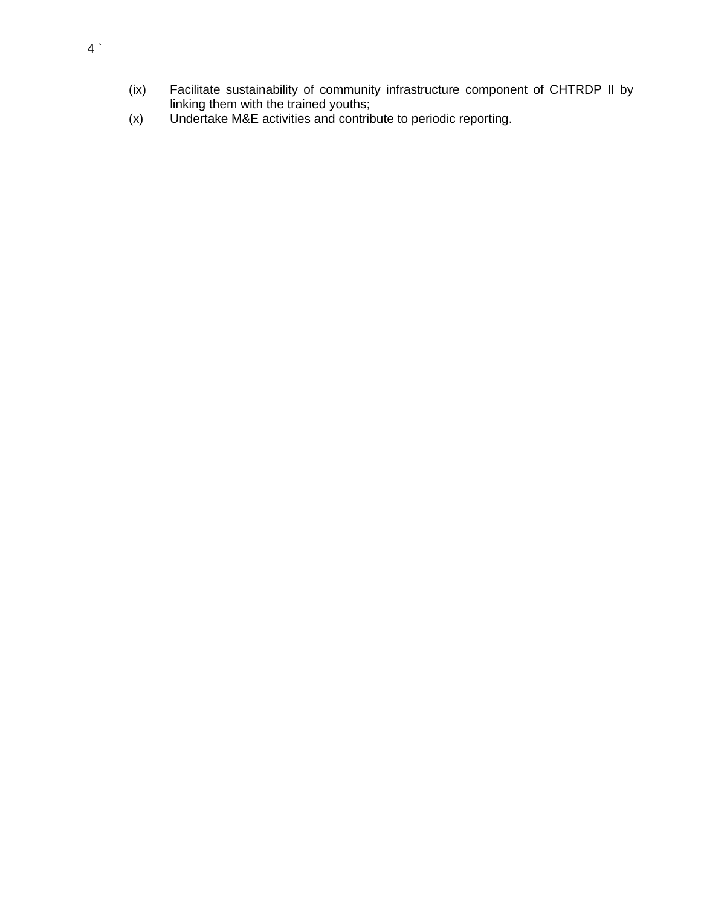(ix) Facilitate sustainability of community infrastructure component of CHTRDP II by linking them with the trained youths;

(x) Undertake M&E activities and contribute to periodic reporting.